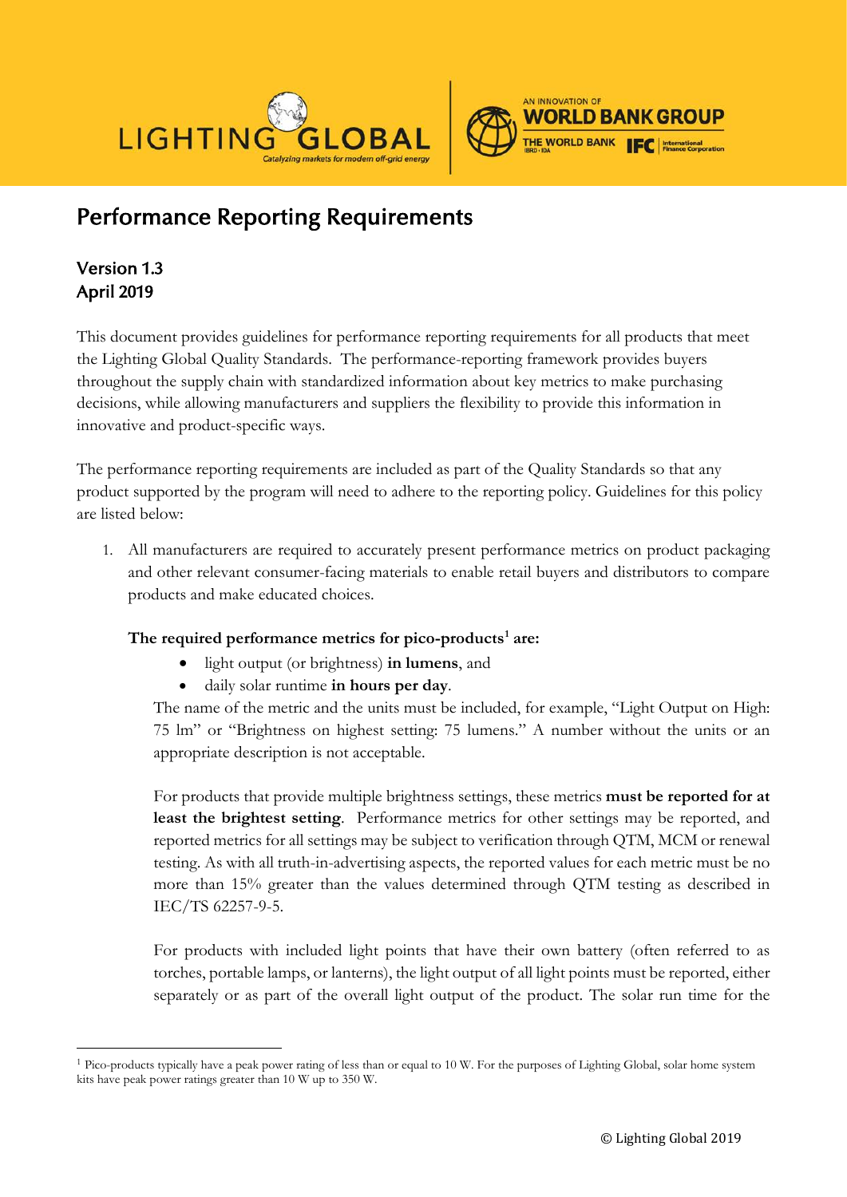# Performance Reporting Requirements

## Version 1.3
## April 2019

This document provides guidelines for performance reporting requirements for all products that meet the Lighting Global Quality Standards. The performance-reporting framework provides buyers throughout the supply chain with standardized information about key metrics to make purchasing decisions, while allowing manufacturers and suppliers the flexibility to provide this information in innovative and product-specific ways.

The performance reporting requirements are included as part of the Quality Standards so that any product supported by the program will need to adhere to the reporting policy. Guidelines for this policy are listed below:

1. All manufacturers are required to accurately present performance metrics on product packaging and other relevant consumer-facing materials to enable retail buyers and distributors to compare products and make educated choices.

   **The required performance metrics for pico-products[1] are:**

   - light output (or brightness) **in lumens**, and
   - daily solar runtime **in hours per day**.

   The name of the metric and the units must be included, for example, "Light Output on High: 75 lm" or "Brightness on highest setting: 75 lumens." A number without the units or an appropriate description is not acceptable.

   For products that provide multiple brightness settings, these metrics **must be reported for at least the brightest setting**. Performance metrics for other settings may be reported, and reported metrics for all settings may be subject to verification through QTM, MCM or renewal testing. As with all truth-in-advertising aspects, the reported values for each metric must be no more than 15% greater than the values determined through QTM testing as described in IEC/TS 62257-9-5.

   For products with included light points that have their own battery (often referred to as torches, portable lamps, or lanterns), the light output of all light points must be reported, either separately or as part of the overall light output of the product. The solar run time for the

[1] Pico-products typically have a peak power rating of less than or equal to 10 W. For the purposes of Lighting Global, solar home system kits have peak power ratings greater than 10 W up to 350 W.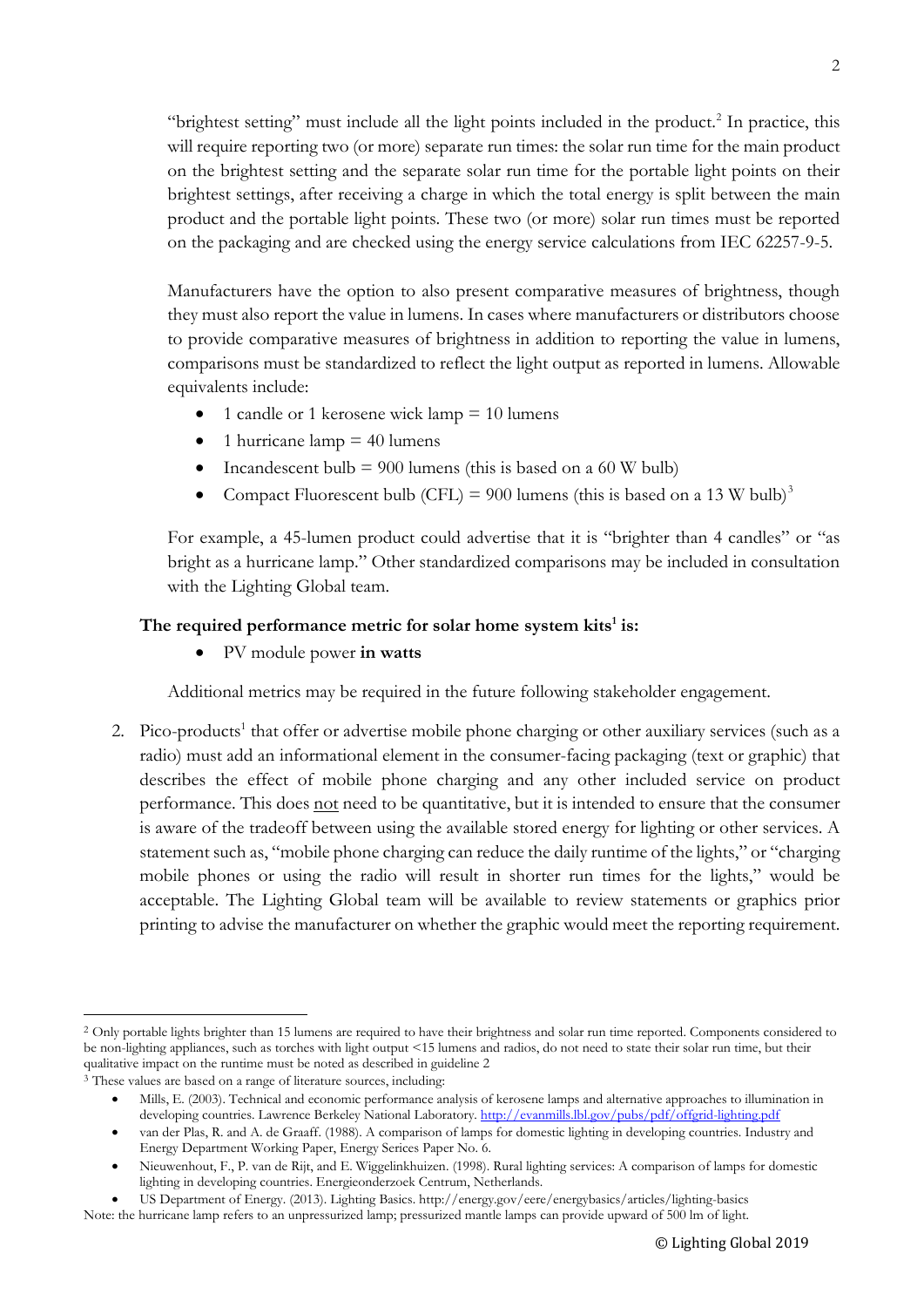"brightest setting" must include all the light points included in the product.[2] In practice, this will require reporting two (or more) separate run times: the solar run time for the main product on the brightest setting and the separate solar run time for the portable light points on their brightest settings, after receiving a charge in which the total energy is split between the main product and the portable light points. These two (or more) solar run times must be reported on the packaging and are checked using the energy service calculations from IEC 62257-9-5.

Manufacturers have the option to also present comparative measures of brightness, though they must also report the value in lumens. In cases where manufacturers or distributors choose to provide comparative measures of brightness in addition to reporting the value in lumens, comparisons must be standardized to reflect the light output as reported in lumens. Allowable equivalents include:

- 1 candle or 1 kerosene wick lamp = 10 lumens
- 1 hurricane lamp = 40 lumens
- Incandescent bulb = 900 lumens (this is based on a 60 W bulb)
- Compact Fluorescent bulb (CFL) = 900 lumens (this is based on a 13 W bulb)[3]

For example, a 45-lumen product could advertise that it is "brighter than 4 candles" or "as bright as a hurricane lamp." Other standardized comparisons may be included in consultation with the Lighting Global team.

**The required performance metric for solar home system kits[1] is:**

- PV module power **in watts**

Additional metrics may be required in the future following stakeholder engagement.

2. Pico-products[1] that offer or advertise mobile phone charging or other auxiliary services (such as a radio) must add an informational element in the consumer-facing packaging (text or graphic) that describes the effect of mobile phone charging and any other included service on product performance. This does <u>not</u> need to be quantitative, but it is intended to ensure that the consumer is aware of the tradeoff between using the available stored energy for lighting or other services. A statement such as, "mobile phone charging can reduce the daily runtime of the lights," or "charging mobile phones or using the radio will result in shorter run times for the lights," would be acceptable. The Lighting Global team will be available to review statements or graphics prior printing to advise the manufacturer on whether the graphic would meet the reporting requirement.

---

[2] Only portable lights brighter than 15 lumens are required to have their brightness and solar run time reported. Components considered to be non-lighting appliances, such as torches with light output <15 lumens and radios, do not need to state their solar run time, but their qualitative impact on the runtime must be noted as described in guideline 2

[3] These values are based on a range of literature sources, including:

- Mills, E. (2003). Technical and economic performance analysis of kerosene lamps and alternative approaches to illumination in developing countries. Lawrence Berkeley National Laboratory. http://evanmills.lbl.gov/pubs/pdf/offgrid-lighting.pdf
- van der Plas, R. and A. de Graaff. (1988). A comparison of lamps for domestic lighting in developing countries. Industry and Energy Department Working Paper, Energy Serices Paper No. 6.
- Nieuwenhout, F., P. van de Rijt, and E. Wiggelinkhuizen. (1998). Rural lighting services: A comparison of lamps for domestic lighting in developing countries. Energieonderzoek Centrum, Netherlands.
- US Department of Energy. (2013). Lighting Basics. http://energy.gov/eere/energybasics/articles/lighting-basics

Note: the hurricane lamp refers to an unpressurized lamp; pressurized mantle lamps can provide upward of 500 lm of light.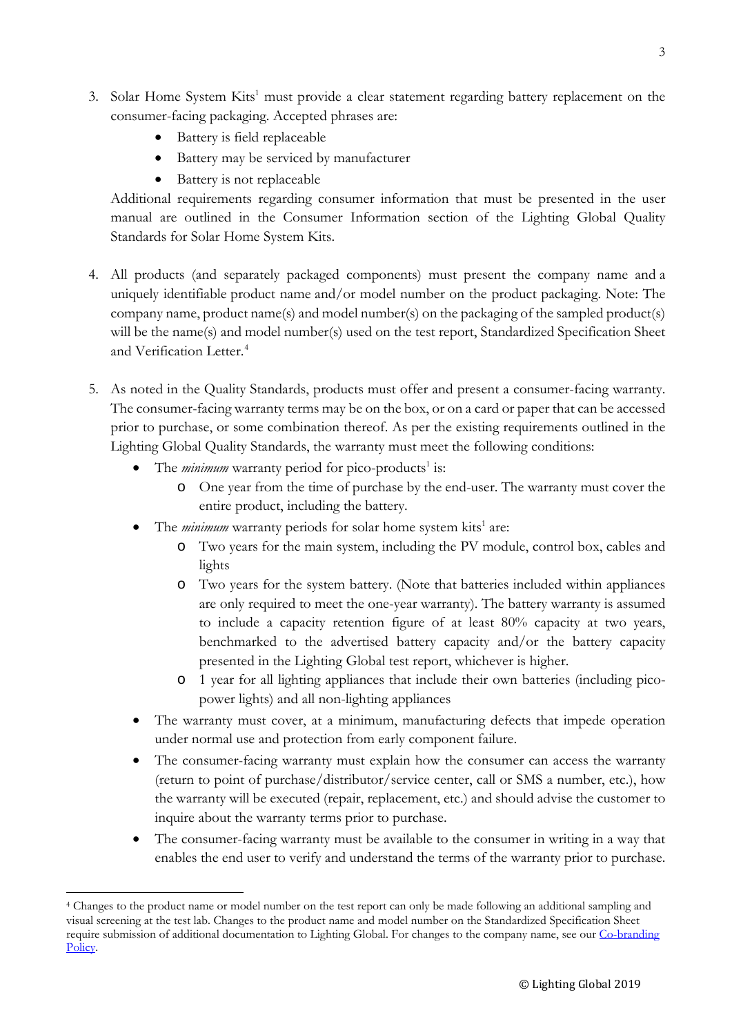3. Solar Home System Kits[1] must provide a clear statement regarding battery replacement on the consumer-facing packaging. Accepted phrases are:
   - Battery is field replaceable
   - Battery may be serviced by manufacturer
   - Battery is not replaceable

   Additional requirements regarding consumer information that must be presented in the user manual are outlined in the Consumer Information section of the Lighting Global Quality Standards for Solar Home System Kits.

4. All products (and separately packaged components) must present the company name and a uniquely identifiable product name and/or model number on the product packaging. Note: The company name, product name(s) and model number(s) on the packaging of the sampled product(s) will be the name(s) and model number(s) used on the test report, Standardized Specification Sheet and Verification Letter.[4]

5. As noted in the Quality Standards, products must offer and present a consumer-facing warranty. The consumer-facing warranty terms may be on the box, or on a card or paper that can be accessed prior to purchase, or some combination thereof. As per the existing requirements outlined in the Lighting Global Quality Standards, the warranty must meet the following conditions:
   - The *minimum* warranty period for pico-products[1] is:
     - One year from the time of purchase by the end-user. The warranty must cover the entire product, including the battery.
   - The *minimum* warranty periods for solar home system kits[1] are:
     - Two years for the main system, including the PV module, control box, cables and lights
     - Two years for the system battery. (Note that batteries included within appliances are only required to meet the one-year warranty). The battery warranty is assumed to include a capacity retention figure of at least 80% capacity at two years, benchmarked to the advertised battery capacity and/or the battery capacity presented in the Lighting Global test report, whichever is higher.
     - 1 year for all lighting appliances that include their own batteries (including pico-power lights) and all non-lighting appliances
   - The warranty must cover, at a minimum, manufacturing defects that impede operation under normal use and protection from early component failure.
   - The consumer-facing warranty must explain how the consumer can access the warranty (return to point of purchase/distributor/service center, call or SMS a number, etc.), how the warranty will be executed (repair, replacement, etc.) and should advise the customer to inquire about the warranty terms prior to purchase.
   - The consumer-facing warranty must be available to the consumer in writing in a way that enables the end user to verify and understand the terms of the warranty prior to purchase.

---

[4] Changes to the product name or model number on the test report can only be made following an additional sampling and visual screening at the test lab. Changes to the product name and model number on the Standardized Specification Sheet require submission of additional documentation to Lighting Global. For changes to the company name, see our Co-branding Policy.

© Lighting Global 2019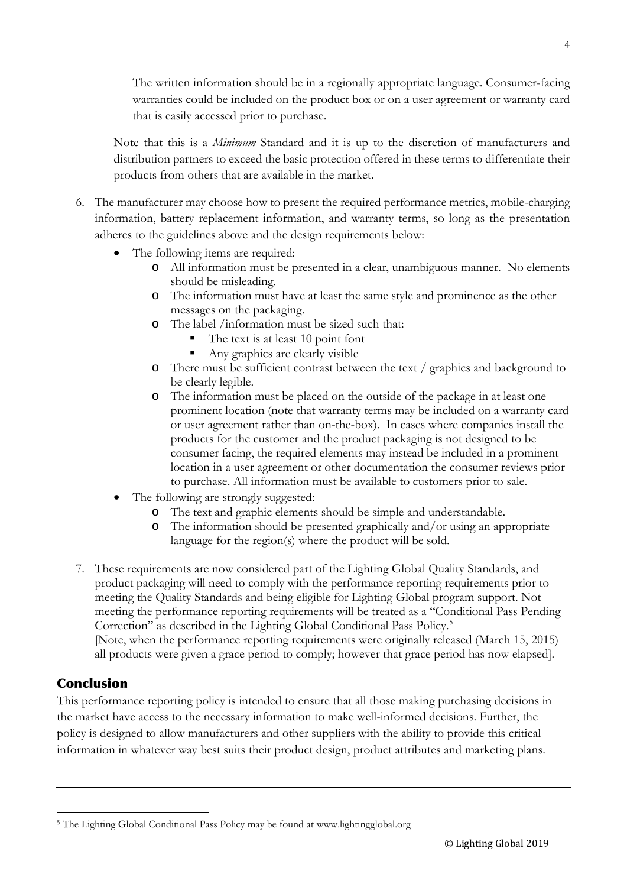The written information should be in a regionally appropriate language. Consumer-facing warranties could be included on the product box or on a user agreement or warranty card that is easily accessed prior to purchase.

Note that this is a *Minimum* Standard and it is up to the discretion of manufacturers and distribution partners to exceed the basic protection offered in these terms to differentiate their products from others that are available in the market.

6. The manufacturer may choose how to present the required performance metrics, mobile-charging information, battery replacement information, and warranty terms, so long as the presentation adheres to the guidelines above and the design requirements below:
   - The following items are required:
     - All information must be presented in a clear, unambiguous manner. No elements should be misleading.
     - The information must have at least the same style and prominence as the other messages on the packaging.
     - The label /information must be sized such that:
       - The text is at least 10 point font
       - Any graphics are clearly visible
     - There must be sufficient contrast between the text / graphics and background to be clearly legible.
     - The information must be placed on the outside of the package in at least one prominent location (note that warranty terms may be included on a warranty card or user agreement rather than on-the-box). In cases where companies install the products for the customer and the product packaging is not designed to be consumer facing, the required elements may instead be included in a prominent location in a user agreement or other documentation the consumer reviews prior to purchase. All information must be available to customers prior to sale.
   - The following are strongly suggested:
     - The text and graphic elements should be simple and understandable.
     - The information should be presented graphically and/or using an appropriate language for the region(s) where the product will be sold.

7. These requirements are now considered part of the Lighting Global Quality Standards, and product packaging will need to comply with the performance reporting requirements prior to meeting the Quality Standards and being eligible for Lighting Global program support. Not meeting the performance reporting requirements will be treated as a "Conditional Pass Pending Correction" as described in the Lighting Global Conditional Pass Policy.[5]
   [Note, when the performance reporting requirements were originally released (March 15, 2015) all products were given a grace period to comply; however that grace period has now elapsed].

## Conclusion

This performance reporting policy is intended to ensure that all those making purchasing decisions in the market have access to the necessary information to make well-informed decisions. Further, the policy is designed to allow manufacturers and other suppliers with the ability to provide this critical information in whatever way best suits their product design, product attributes and marketing plans.

---

[5] The Lighting Global Conditional Pass Policy may be found at www.lightingglobal.org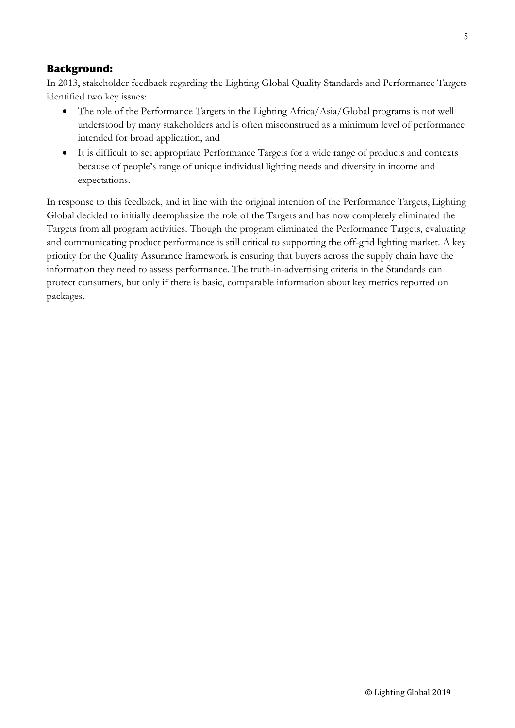## Background:

In 2013, stakeholder feedback regarding the Lighting Global Quality Standards and Performance Targets identified two key issues:

- The role of the Performance Targets in the Lighting Africa/Asia/Global programs is not well understood by many stakeholders and is often misconstrued as a minimum level of performance intended for broad application, and
- It is difficult to set appropriate Performance Targets for a wide range of products and contexts because of people's range of unique individual lighting needs and diversity in income and expectations.

In response to this feedback, and in line with the original intention of the Performance Targets, Lighting Global decided to initially deemphasize the role of the Targets and has now completely eliminated the Targets from all program activities. Though the program eliminated the Performance Targets, evaluating and communicating product performance is still critical to supporting the off-grid lighting market. A key priority for the Quality Assurance framework is ensuring that buyers across the supply chain have the information they need to assess performance. The truth-in-advertising criteria in the Standards can protect consumers, but only if there is basic, comparable information about key metrics reported on packages.